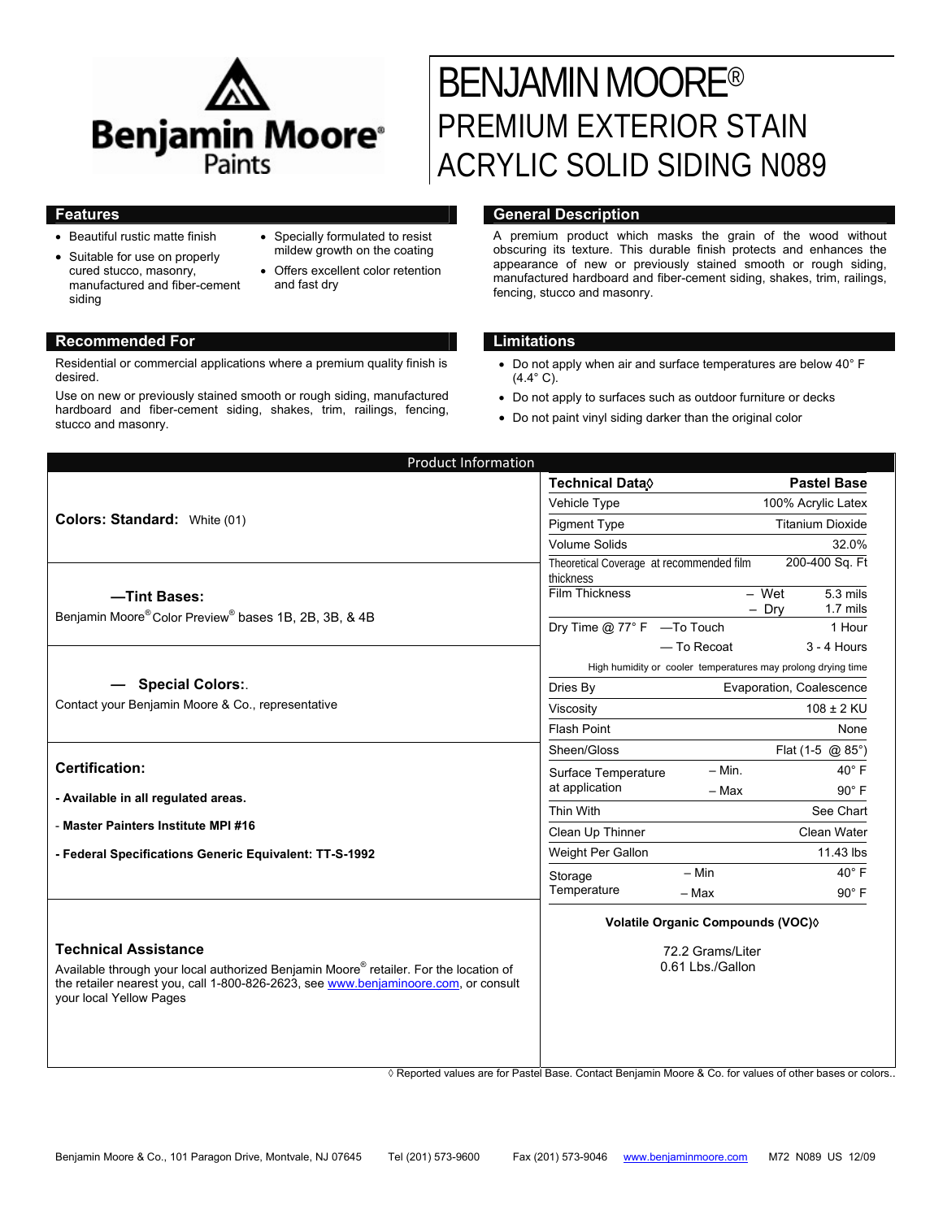Benjamin Moore Paints

# BENJAMIN MOORE®
# PREMIUM EXTERIOR STAIN ACRYLIC SOLID SIDING N089

## Features

- Beautiful rustic matte finish
- Suitable for use on properly cured stucco, masonry, manufactured and fiber-cement siding
- Specially formulated to resist mildew growth on the coating
- Offers excellent color retention and fast dry

## General Description

A premium product which masks the grain of the wood without obscuring its texture. This durable finish protects and enhances the appearance of new or previously stained smooth or rough siding, manufactured hardboard and fiber-cement siding, shakes, trim, railings, fencing, stucco and masonry.

## Recommended For

Residential or commercial applications where a premium quality finish is desired.

Use on new or previously stained smooth or rough siding, manufactured hardboard and fiber-cement siding, shakes, trim, railings, fencing, stucco and masonry.

## Limitations

- Do not apply when air and surface temperatures are below 40° F (4.4° C).
- Do not apply to surfaces such as outdoor furniture or decks
- Do not paint vinyl siding darker than the original color

## Product Information

**Colors: Standard:** White (01)

**—Tint Bases:**

Benjamin Moore® Color Preview® bases 1B, 2B, 3B, & 4B

**— Special Colors:**.

Contact your Benjamin Moore & Co., representative

**Certification:**

**- Available in all regulated areas.**

- **Master Painters Institute MPI #16**

**- Federal Specifications Generic Equivalent: TT-S-1992**

### Technical Assistance

Available through your local authorized Benjamin Moore® retailer. For the location of the retailer nearest you, call 1-800-826-2623, see www.benjaminoore.com, or consult your local Yellow Pages

| Technical Data◊ | | Pastel Base |
|---|---|---|
| Vehicle Type | | 100% Acrylic Latex |
| Pigment Type | | Titanium Dioxide |
| Volume Solids | | 32.0% |
| Theoretical Coverage at recommended film thickness | | 200-400 Sq. Ft |
| Film Thickness | – Wet | 5.3 mils |
| | – Dry | 1.7 mils |
| Dry Time @ 77° F | —To Touch | 1 Hour |
| | — To Recoat | 3 - 4 Hours |
| High humidity or cooler temperatures may prolong drying time | | |
| Dries By | | Evaporation, Coalescence |
| Viscosity | | 108 ± 2 KU |
| Flash Point | | None |
| Sheen/Gloss | | Flat (1-5 @ 85°) |
| Surface Temperature at application | – Min. | 40° F |
| | – Max | 90° F |
| Thin With | | See Chart |
| Clean Up Thinner | | Clean Water |
| Weight Per Gallon | | 11.43 lbs |
| Storage Temperature | – Min | 40° F |
| | – Max | 90° F |

**Volatile Organic Compounds (VOC)◊**

72.2 Grams/Liter
0.61 Lbs./Gallon

◊ Reported values are for Pastel Base. Contact Benjamin Moore & Co. for values of other bases or colors..

Benjamin Moore & Co., 101 Paragon Drive, Montvale, NJ 07645 Tel (201) 573-9600 Fax (201) 573-9046 www.benjaminmoore.com M72 N089 US 12/09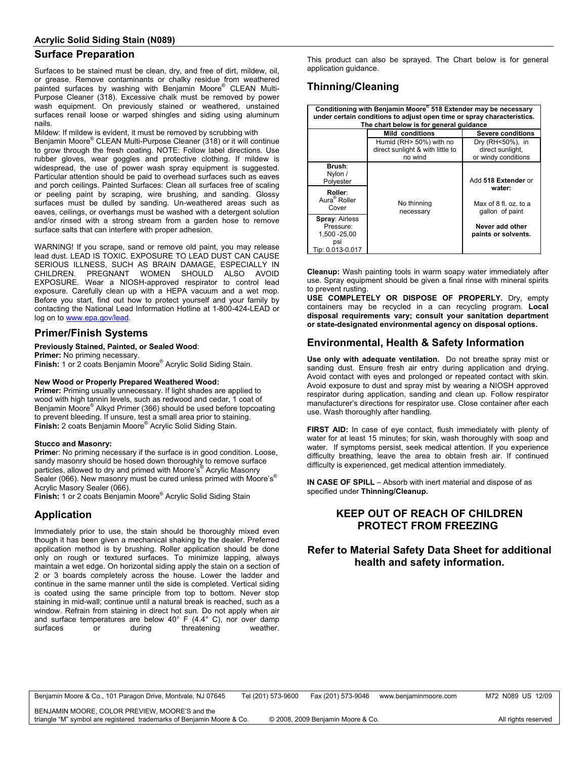**Acrylic Solid Siding Stain (N089)**

## Surface Preparation

Surfaces to be stained must be clean, dry, and free of dirt, mildew, oil, or grease. Remove contaminants or chalky residue from weathered painted surfaces by washing with Benjamin Moore® CLEAN Multi-Purpose Cleaner (318). Excessive chalk must be removed by power wash equipment. On previously stained or weathered, unstained surfaces renail loose or warped shingles and siding using aluminum nails.

Mildew: If mildew is evident, it must be removed by scrubbing with Benjamin Moore® CLEAN Multi-Purpose Cleaner (318) or it will continue to grow through the fresh coating. NOTE: Follow label directions. Use rubber gloves, wear goggles and protective clothing. If mildew is widespread, the use of power wash spray equipment is suggested. Particular attention should be paid to overhead surfaces such as eaves and porch ceilings. Painted Surfaces: Clean all surfaces free of scaling or peeling paint by scraping, wire brushing, and sanding. Glossy surfaces must be dulled by sanding. Un-weathered areas such as eaves, ceilings, or overhangs must be washed with a detergent solution and/or rinsed with a strong stream from a garden hose to remove surface salts that can interfere with proper adhesion.

WARNING! If you scrape, sand or remove old paint, you may release lead dust. LEAD IS TOXIC. EXPOSURE TO LEAD DUST CAN CAUSE SERIOUS ILLNESS, SUCH AS BRAIN DAMAGE, ESPECIALLY IN CHILDREN. PREGNANT WOMEN SHOULD ALSO AVOID EXPOSURE. Wear a NIOSH-approved respirator to control lead exposure. Carefully clean up with a HEPA vacuum and a wet mop. Before you start, find out how to protect yourself and your family by contacting the National Lead Information Hotline at 1-800-424-LEAD or log on to www.epa.gov/lead.

## Primer/Finish Systems

**Previously Stained, Painted, or Sealed Wood**:
**Primer:** No priming necessary.
**Finish:** 1 or 2 coats Benjamin Moore® Acrylic Solid Siding Stain.

**New Wood or Properly Prepared Weathered Wood:**
**Primer:** Priming usually unnecessary. If light shades are applied to wood with high tannin levels, such as redwood and cedar, 1 coat of Benjamin Moore® Alkyd Primer (366) should be used before topcoating to prevent bleeding. If unsure, test a small area prior to staining.
**Finish:** 2 coats Benjamin Moore® Acrylic Solid Siding Stain.

**Stucco and Masonry:**
**Primer**: No priming necessary if the surface is in good condition. Loose, sandy masonry should be hosed down thoroughly to remove surface particles, allowed to dry and primed with Moore's® Acrylic Masonry Sealer (066). New masonry must be cured unless primed with Moore's® Acrylic Masory Sealer (066).
**Finish:** 1 or 2 coats Benjamin Moore® Acrylic Solid Siding Stain

## Application

Immediately prior to use, the stain should be thoroughly mixed even though it has been given a mechanical shaking by the dealer. Preferred application method is by brushing. Roller application should be done only on rough or textured surfaces. To minimize lapping, always maintain a wet edge. On horizontal siding apply the stain on a section of 2 or 3 boards completely across the house. Lower the ladder and continue in the same manner until the side is completed. Vertical siding is coated using the same principle from top to bottom. Never stop staining in mid-wall; continue until a natural break is reached, such as a window. Refrain from staining in direct hot sun. Do not apply when air and surface temperatures are below 40° F (4.4° C), nor over damp surfaces or during threatening weather.

This product can also be sprayed. The Chart below is for general application guidance.

## Thinning/Cleaning

**Conditioning with Benjamin Moore® 518 Extender may be necessary under certain conditions to adjust open time or spray characteristics. The chart below is for general guidance**

| | **Mild conditions** | **Severe conditions** |
|---|---|---|
| | Humid (RH> 50%) with no direct sunlight & with little to no wind | Dry (RH<50%), in direct sunlight, or windy conditions |
| **Brush**: Nylon / Polyester | No thinning necessary | Add **518 Extender** or **water:** Max of 8 fl. oz. to a gallon of paint **Never add other paints or solvents.** |
| **Roller**: Aura® Roller Cover | | |
| **Spray**: Airless Pressure: 1,500 -25,00 psi Tip: 0.013-0.017 | | |

**Cleanup:** Wash painting tools in warm soapy water immediately after use. Spray equipment should be given a final rinse with mineral spirits to prevent rusting.
**USE COMPLETELY OR DISPOSE OF PROPERLY.** Dry, empty containers may be recycled in a can recycling program. **Local disposal requirements vary; consult your sanitation department or state-designated environmental agency on disposal options.**

## Environmental, Health & Safety Information

**Use only with adequate ventilation.** Do not breathe spray mist or sanding dust. Ensure fresh air entry during application and drying. Avoid contact with eyes and prolonged or repeated contact with skin. Avoid exposure to dust and spray mist by wearing a NIOSH approved respirator during application, sanding and clean up. Follow respirator manufacturer's directions for respirator use. Close container after each use. Wash thoroughly after handling.

**FIRST AID:** In case of eye contact, flush immediately with plenty of water for at least 15 minutes; for skin, wash thoroughly with soap and water. If symptoms persist, seek medical attention. If you experience difficulty breathing, leave the area to obtain fresh air. If continued difficulty is experienced, get medical attention immediately.

**IN CASE OF SPILL** – Absorb with inert material and dispose of as specified under **Thinning/Cleanup.**

**KEEP OUT OF REACH OF CHILDREN**
**PROTECT FROM FREEZING**

**Refer to Material Safety Data Sheet for additional health and safety information.**

Benjamin Moore & Co., 101 Paragon Drive, Montvale, NJ 07645 Tel (201) 573-9600 Fax (201) 573-9046 www.benjaminmoore.com M72 N089 US 12/09

BENJAMIN MOORE, COLOR PREVIEW, MOORE'S and the triangle "M" symbol are registered trademarks of Benjamin Moore & Co. © 2008, 2009 Benjamin Moore & Co. All rights reserved